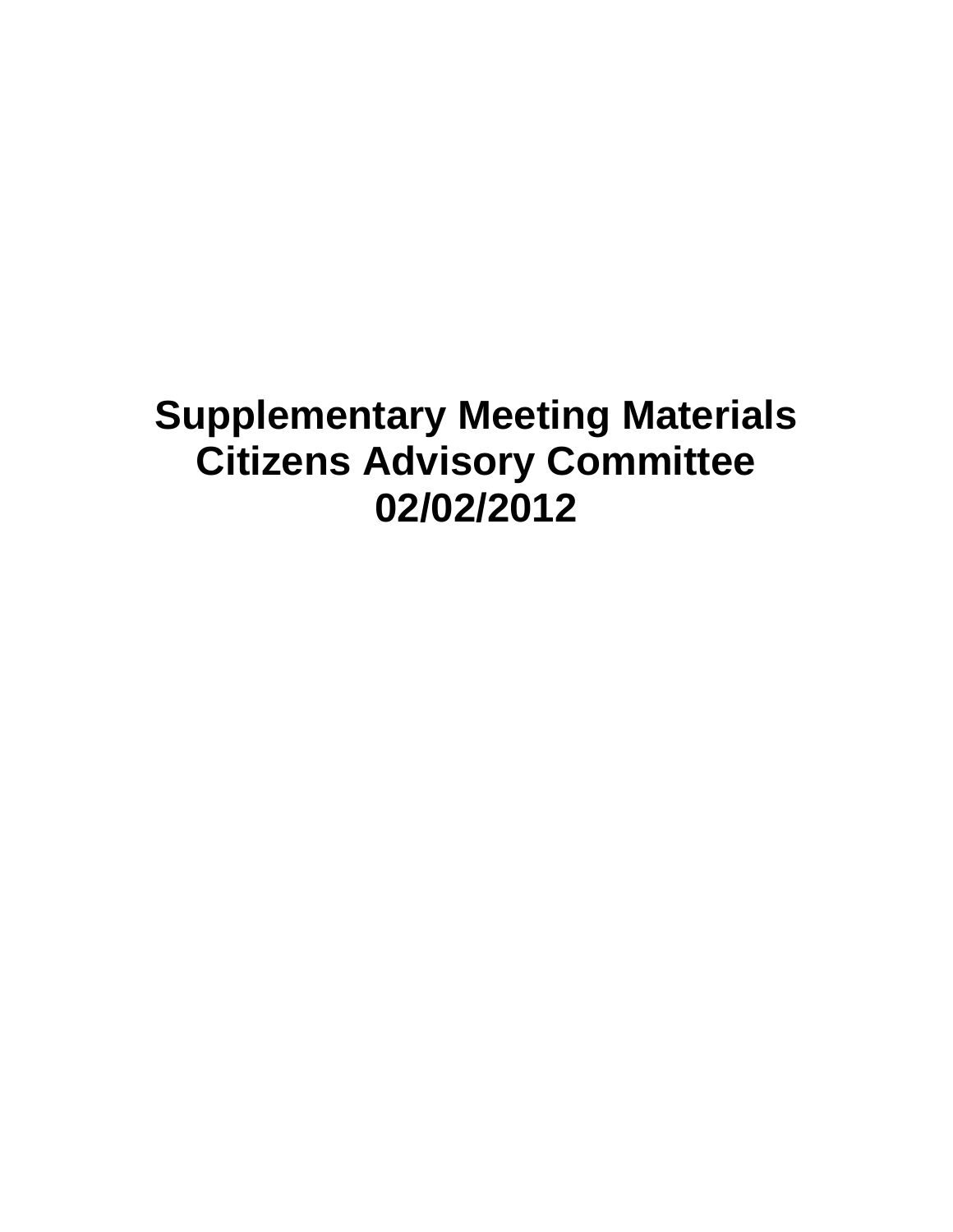# Supplementary Meeting Materials
# Citizens Advisory Committee
# 02/02/2012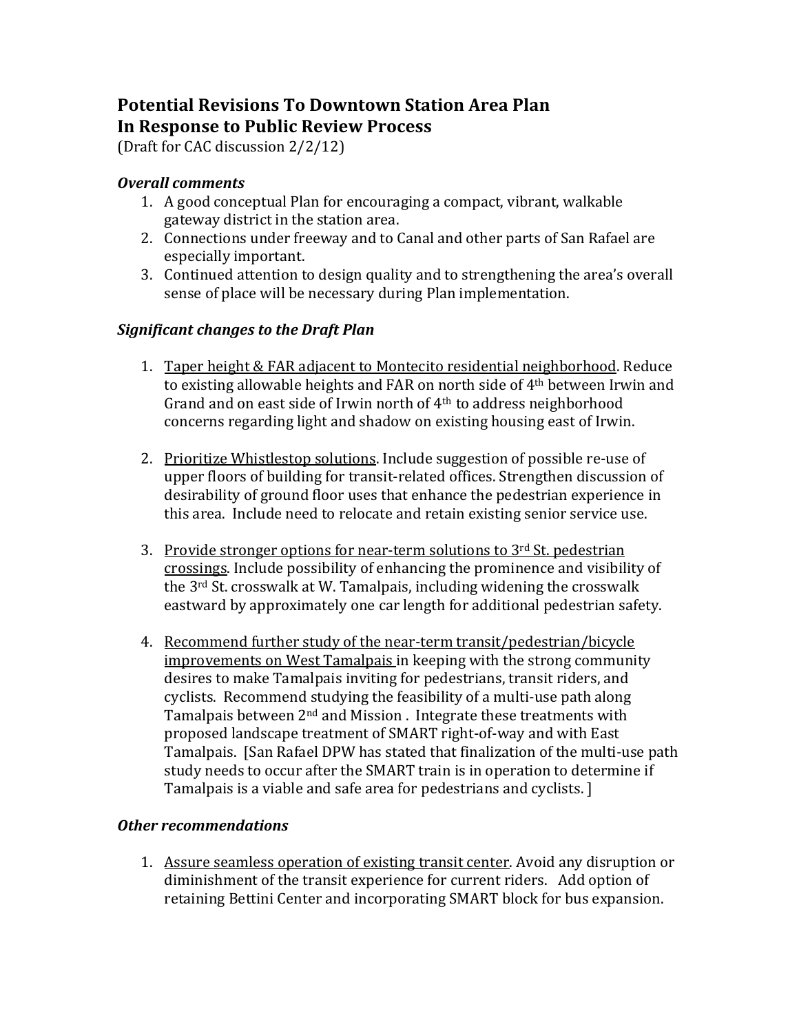# Potential Revisions To Downtown Station Area Plan
# In Response to Public Review Process

(Draft for CAC discussion 2/2/12)

### *Overall comments*

1. A good conceptual Plan for encouraging a compact, vibrant, walkable gateway district in the station area.
2. Connections under freeway and to Canal and other parts of San Rafael are especially important.
3. Continued attention to design quality and to strengthening the area's overall sense of place will be necessary during Plan implementation.

### *Significant changes to the Draft Plan*

1. <u>Taper height & FAR adjacent to Montecito residential neighborhood</u>. Reduce to existing allowable heights and FAR on north side of 4th between Irwin and Grand and on east side of Irwin north of 4th to address neighborhood concerns regarding light and shadow on existing housing east of Irwin.

2. <u>Prioritize Whistlestop solutions</u>. Include suggestion of possible re-use of upper floors of building for transit-related offices. Strengthen discussion of desirability of ground floor uses that enhance the pedestrian experience in this area. Include need to relocate and retain existing senior service use.

3. <u>Provide stronger options for near-term solutions to 3rd St. pedestrian crossings</u>. Include possibility of enhancing the prominence and visibility of the 3rd St. crosswalk at W. Tamalpais, including widening the crosswalk eastward by approximately one car length for additional pedestrian safety.

4. <u>Recommend further study of the near-term transit/pedestrian/bicycle improvements on West Tamalpais</u> in keeping with the strong community desires to make Tamalpais inviting for pedestrians, transit riders, and cyclists. Recommend studying the feasibility of a multi-use path along Tamalpais between 2nd and Mission . Integrate these treatments with proposed landscape treatment of SMART right-of-way and with East Tamalpais. [San Rafael DPW has stated that finalization of the multi-use path study needs to occur after the SMART train is in operation to determine if Tamalpais is a viable and safe area for pedestrians and cyclists. ]

### *Other recommendations*

1. <u>Assure seamless operation of existing transit center</u>. Avoid any disruption or diminishment of the transit experience for current riders. Add option of retaining Bettini Center and incorporating SMART block for bus expansion.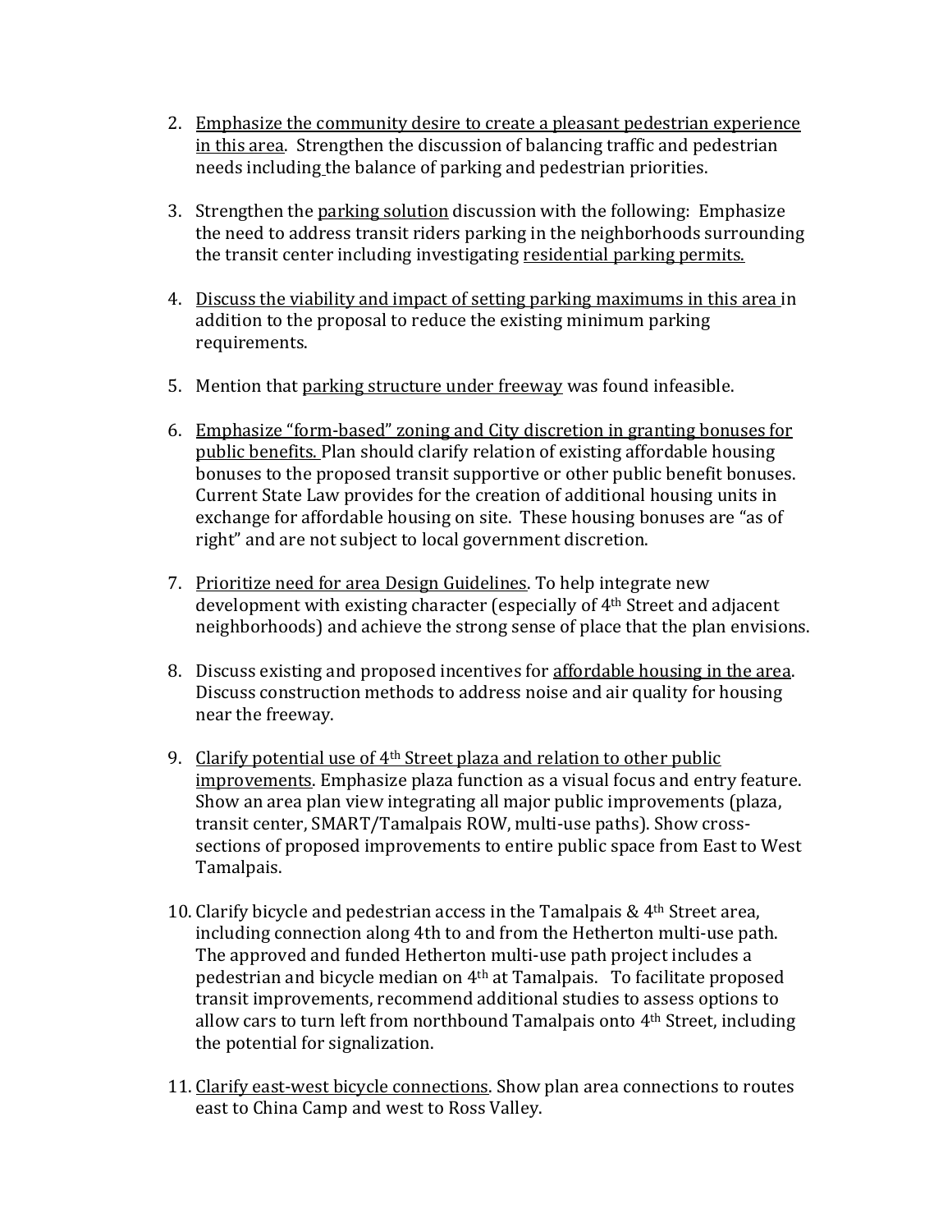2. Emphasize the community desire to create a pleasant pedestrian experience in this area. Strengthen the discussion of balancing traffic and pedestrian needs including the balance of parking and pedestrian priorities.

3. Strengthen the parking solution discussion with the following: Emphasize the need to address transit riders parking in the neighborhoods surrounding the transit center including investigating residential parking permits.

4. Discuss the viability and impact of setting parking maximums in this area in addition to the proposal to reduce the existing minimum parking requirements.

5. Mention that parking structure under freeway was found infeasible.

6. Emphasize "form-based" zoning and City discretion in granting bonuses for public benefits. Plan should clarify relation of existing affordable housing bonuses to the proposed transit supportive or other public benefit bonuses. Current State Law provides for the creation of additional housing units in exchange for affordable housing on site. These housing bonuses are "as of right" and are not subject to local government discretion.

7. Prioritize need for area Design Guidelines. To help integrate new development with existing character (especially of 4th Street and adjacent neighborhoods) and achieve the strong sense of place that the plan envisions.

8. Discuss existing and proposed incentives for affordable housing in the area. Discuss construction methods to address noise and air quality for housing near the freeway.

9. Clarify potential use of 4th Street plaza and relation to other public improvements. Emphasize plaza function as a visual focus and entry feature. Show an area plan view integrating all major public improvements (plaza, transit center, SMART/Tamalpais ROW, multi-use paths). Show cross-sections of proposed improvements to entire public space from East to West Tamalpais.

10. Clarify bicycle and pedestrian access in the Tamalpais & 4th Street area, including connection along 4th to and from the Hetherton multi-use path. The approved and funded Hetherton multi-use path project includes a pedestrian and bicycle median on 4th at Tamalpais. To facilitate proposed transit improvements, recommend additional studies to assess options to allow cars to turn left from northbound Tamalpais onto 4th Street, including the potential for signalization.

11. Clarify east-west bicycle connections. Show plan area connections to routes east to China Camp and west to Ross Valley.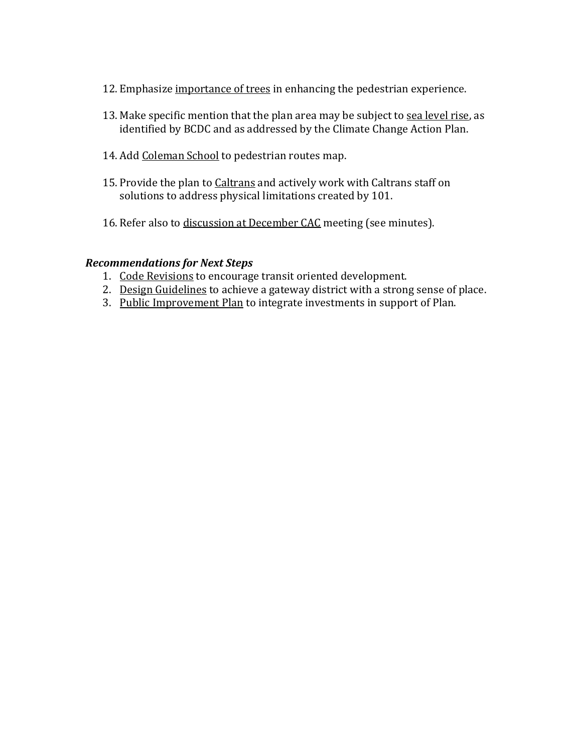12. Emphasize <u>importance of trees</u> in enhancing the pedestrian experience.

13. Make specific mention that the plan area may be subject to <u>sea level rise</u>, as identified by BCDC and as addressed by the Climate Change Action Plan.

14. Add <u>Coleman School</u> to pedestrian routes map.

15. Provide the plan to <u>Caltrans</u> and actively work with Caltrans staff on solutions to address physical limitations created by 101.

16. Refer also to <u>discussion at December CAC</u> meeting (see minutes).

***Recommendations for Next Steps***

1. <u>Code Revisions</u> to encourage transit oriented development.
2. <u>Design Guidelines</u> to achieve a gateway district with a strong sense of place.
3. <u>Public Improvement Plan</u> to integrate investments in support of Plan.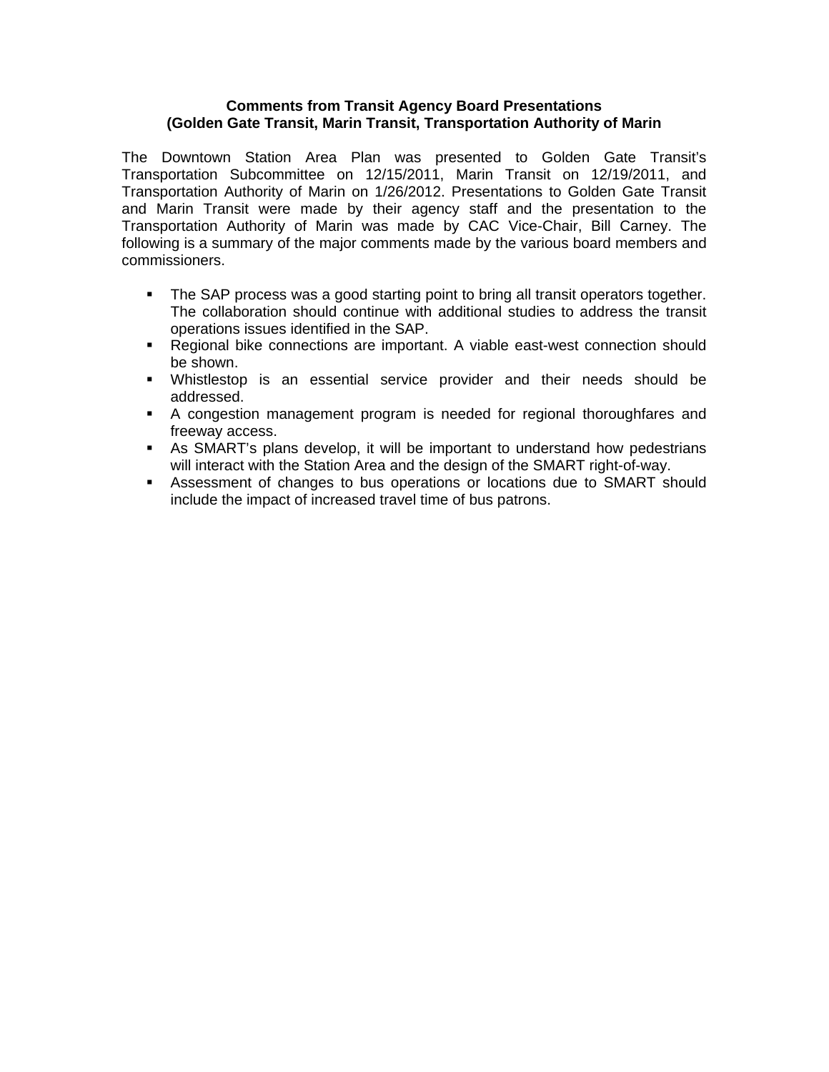**Comments from Transit Agency Board Presentations**
**(Golden Gate Transit, Marin Transit, Transportation Authority of Marin**

The Downtown Station Area Plan was presented to Golden Gate Transit's Transportation Subcommittee on 12/15/2011, Marin Transit on 12/19/2011, and Transportation Authority of Marin on 1/26/2012. Presentations to Golden Gate Transit and Marin Transit were made by their agency staff and the presentation to the Transportation Authority of Marin was made by CAC Vice-Chair, Bill Carney. The following is a summary of the major comments made by the various board members and commissioners.

- The SAP process was a good starting point to bring all transit operators together. The collaboration should continue with additional studies to address the transit operations issues identified in the SAP.
- Regional bike connections are important. A viable east-west connection should be shown.
- Whistlestop is an essential service provider and their needs should be addressed.
- A congestion management program is needed for regional thoroughfares and freeway access.
- As SMART's plans develop, it will be important to understand how pedestrians will interact with the Station Area and the design of the SMART right-of-way.
- Assessment of changes to bus operations or locations due to SMART should include the impact of increased travel time of bus patrons.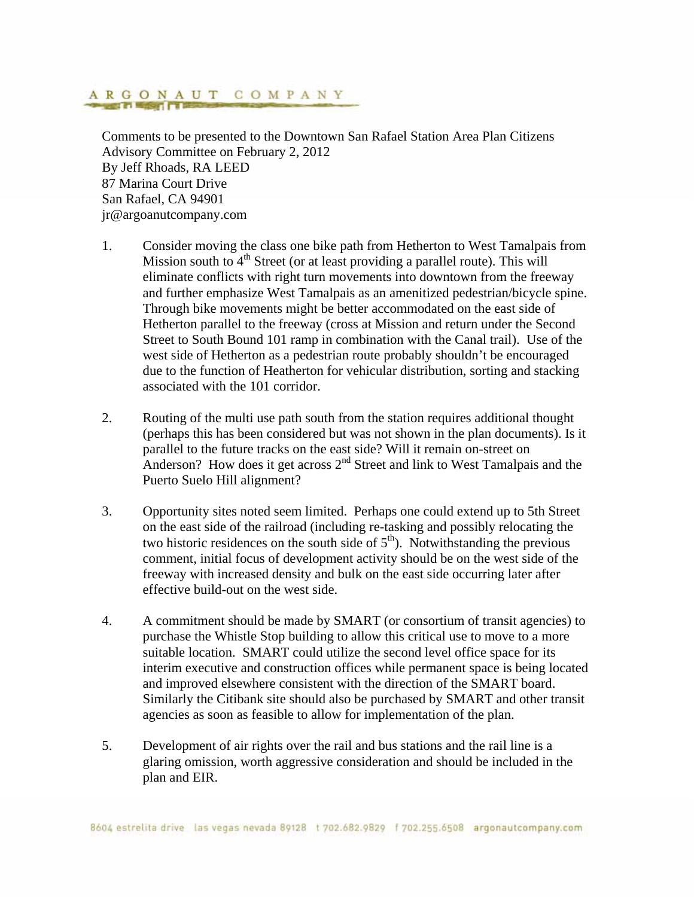ARGONAUT COMPANY

Comments to be presented to the Downtown San Rafael Station Area Plan Citizens Advisory Committee on February 2, 2012
By Jeff Rhoads, RA LEED
87 Marina Court Drive
San Rafael, CA 94901
jr@argoanutcompany.com

1. Consider moving the class one bike path from Hetherton to West Tamalpais from Mission south to 4th Street (or at least providing a parallel route). This will eliminate conflicts with right turn movements into downtown from the freeway and further emphasize West Tamalpais as an amenitized pedestrian/bicycle spine. Through bike movements might be better accommodated on the east side of Hetherton parallel to the freeway (cross at Mission and return under the Second Street to South Bound 101 ramp in combination with the Canal trail). Use of the west side of Hetherton as a pedestrian route probably shouldn't be encouraged due to the function of Heatherton for vehicular distribution, sorting and stacking associated with the 101 corridor.

2. Routing of the multi use path south from the station requires additional thought (perhaps this has been considered but was not shown in the plan documents). Is it parallel to the future tracks on the east side? Will it remain on-street on Anderson? How does it get across 2nd Street and link to West Tamalpais and the Puerto Suelo Hill alignment?

3. Opportunity sites noted seem limited. Perhaps one could extend up to 5th Street on the east side of the railroad (including re-tasking and possibly relocating the two historic residences on the south side of 5th). Notwithstanding the previous comment, initial focus of development activity should be on the west side of the freeway with increased density and bulk on the east side occurring later after effective build-out on the west side.

4. A commitment should be made by SMART (or consortium of transit agencies) to purchase the Whistle Stop building to allow this critical use to move to a more suitable location. SMART could utilize the second level office space for its interim executive and construction offices while permanent space is being located and improved elsewhere consistent with the direction of the SMART board. Similarly the Citibank site should also be purchased by SMART and other transit agencies as soon as feasible to allow for implementation of the plan.

5. Development of air rights over the rail and bus stations and the rail line is a glaring omission, worth aggressive consideration and should be included in the plan and EIR.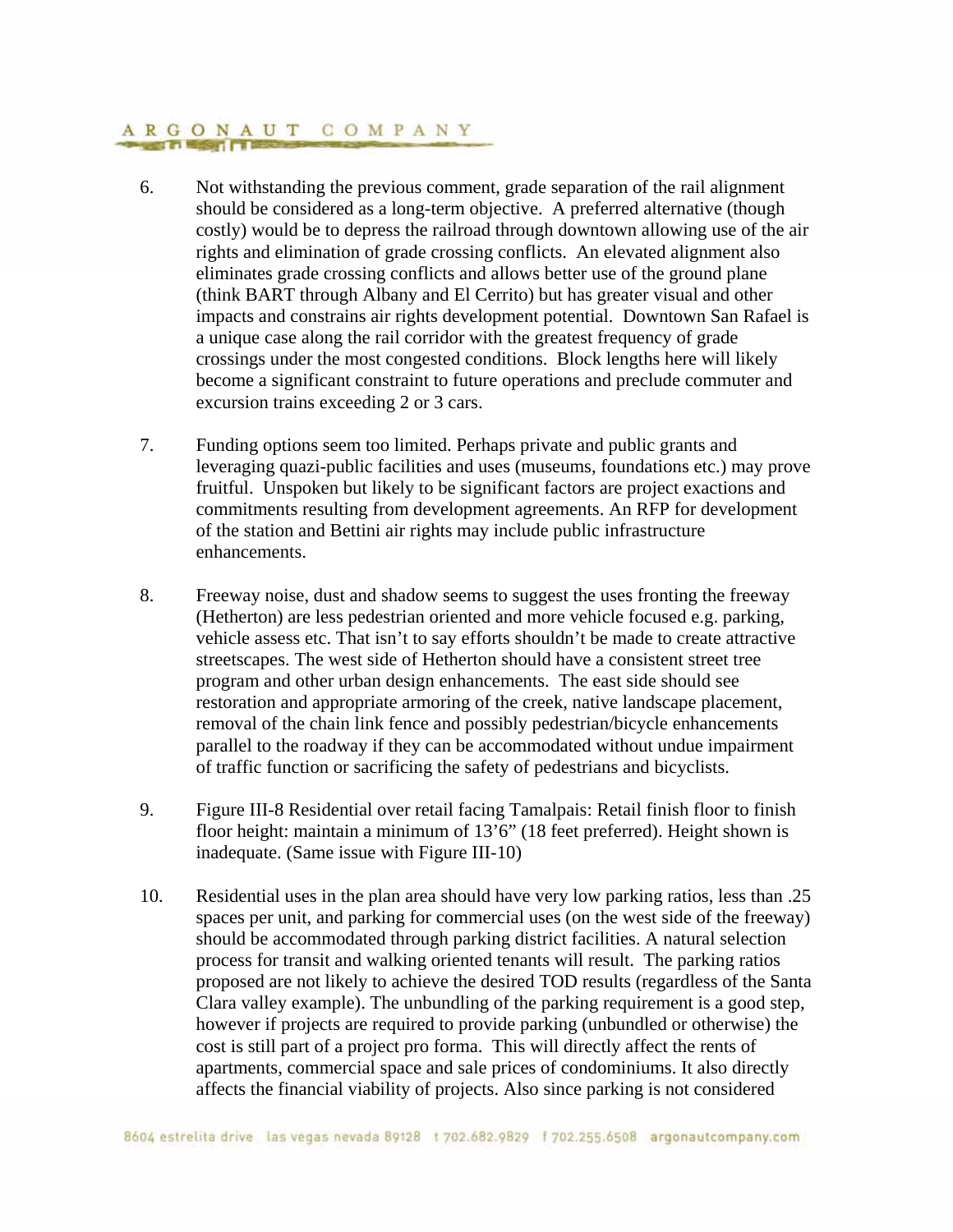6. Not withstanding the previous comment, grade separation of the rail alignment should be considered as a long-term objective. A preferred alternative (though costly) would be to depress the railroad through downtown allowing use of the air rights and elimination of grade crossing conflicts. An elevated alignment also eliminates grade crossing conflicts and allows better use of the ground plane (think BART through Albany and El Cerrito) but has greater visual and other impacts and constrains air rights development potential. Downtown San Rafael is a unique case along the rail corridor with the greatest frequency of grade crossings under the most congested conditions. Block lengths here will likely become a significant constraint to future operations and preclude commuter and excursion trains exceeding 2 or 3 cars.

7. Funding options seem too limited. Perhaps private and public grants and leveraging quazi-public facilities and uses (museums, foundations etc.) may prove fruitful. Unspoken but likely to be significant factors are project exactions and commitments resulting from development agreements. An RFP for development of the station and Bettini air rights may include public infrastructure enhancements.

8. Freeway noise, dust and shadow seems to suggest the uses fronting the freeway (Hetherton) are less pedestrian oriented and more vehicle focused e.g. parking, vehicle assess etc. That isn't to say efforts shouldn't be made to create attractive streetscapes. The west side of Hetherton should have a consistent street tree program and other urban design enhancements. The east side should see restoration and appropriate armoring of the creek, native landscape placement, removal of the chain link fence and possibly pedestrian/bicycle enhancements parallel to the roadway if they can be accommodated without undue impairment of traffic function or sacrificing the safety of pedestrians and bicyclists.

9. Figure III-8 Residential over retail facing Tamalpais: Retail finish floor to finish floor height: maintain a minimum of 13'6" (18 feet preferred). Height shown is inadequate. (Same issue with Figure III-10)

10. Residential uses in the plan area should have very low parking ratios, less than .25 spaces per unit, and parking for commercial uses (on the west side of the freeway) should be accommodated through parking district facilities. A natural selection process for transit and walking oriented tenants will result. The parking ratios proposed are not likely to achieve the desired TOD results (regardless of the Santa Clara valley example). The unbundling of the parking requirement is a good step, however if projects are required to provide parking (unbundled or otherwise) the cost is still part of a project pro forma. This will directly affect the rents of apartments, commercial space and sale prices of condominiums. It also directly affects the financial viability of projects. Also since parking is not considered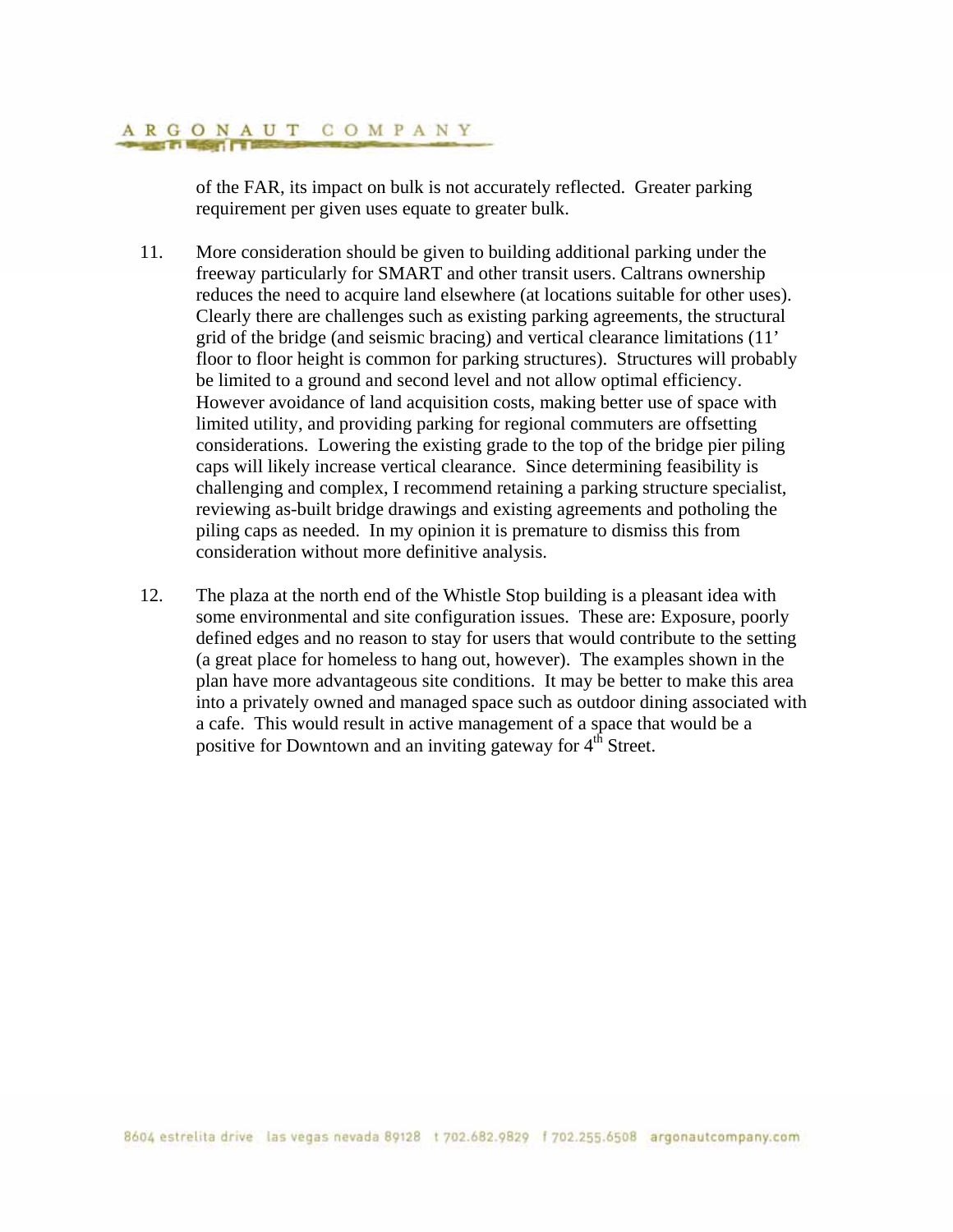of the FAR, its impact on bulk is not accurately reflected. Greater parking requirement per given uses equate to greater bulk.

11. More consideration should be given to building additional parking under the freeway particularly for SMART and other transit users. Caltrans ownership reduces the need to acquire land elsewhere (at locations suitable for other uses). Clearly there are challenges such as existing parking agreements, the structural grid of the bridge (and seismic bracing) and vertical clearance limitations (11' floor to floor height is common for parking structures). Structures will probably be limited to a ground and second level and not allow optimal efficiency. However avoidance of land acquisition costs, making better use of space with limited utility, and providing parking for regional commuters are offsetting considerations. Lowering the existing grade to the top of the bridge pier piling caps will likely increase vertical clearance. Since determining feasibility is challenging and complex, I recommend retaining a parking structure specialist, reviewing as-built bridge drawings and existing agreements and potholing the piling caps as needed. In my opinion it is premature to dismiss this from consideration without more definitive analysis.

12. The plaza at the north end of the Whistle Stop building is a pleasant idea with some environmental and site configuration issues. These are: Exposure, poorly defined edges and no reason to stay for users that would contribute to the setting (a great place for homeless to hang out, however). The examples shown in the plan have more advantageous site conditions. It may be better to make this area into a privately owned and managed space such as outdoor dining associated with a cafe. This would result in active management of a space that would be a positive for Downtown and an inviting gateway for 4th Street.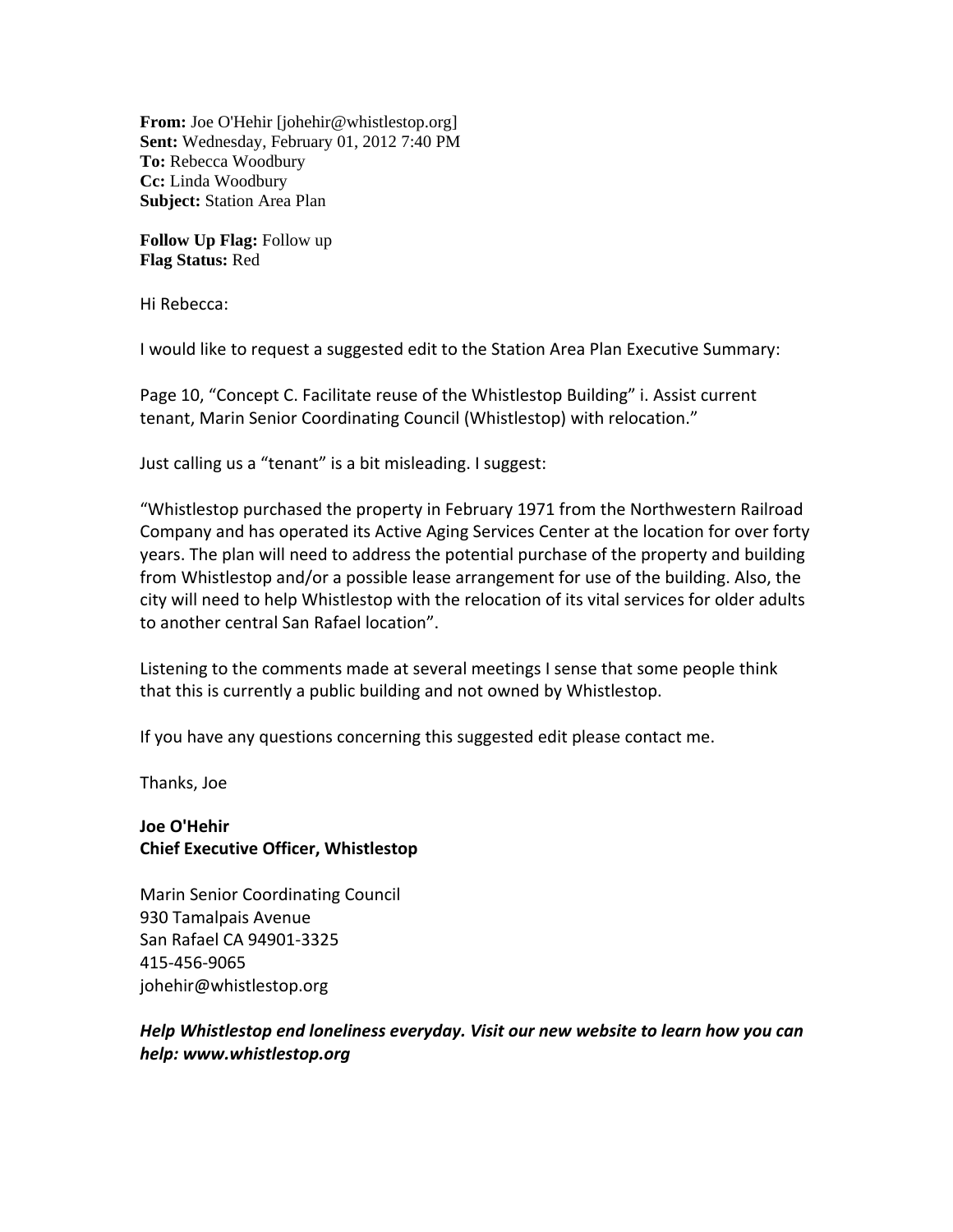**From:** Joe O'Hehir [johehir@whistlestop.org]  
**Sent:** Wednesday, February 01, 2012 7:40 PM  
**To:** Rebecca Woodbury  
**Cc:** Linda Woodbury  
**Subject:** Station Area Plan

**Follow Up Flag:** Follow up  
**Flag Status:** Red

Hi Rebecca:

I would like to request a suggested edit to the Station Area Plan Executive Summary:

Page 10, "Concept C. Facilitate reuse of the Whistlestop Building" i. Assist current tenant, Marin Senior Coordinating Council (Whistlestop) with relocation."

Just calling us a "tenant" is a bit misleading. I suggest:

"Whistlestop purchased the property in February 1971 from the Northwestern Railroad Company and has operated its Active Aging Services Center at the location for over forty years. The plan will need to address the potential purchase of the property and building from Whistlestop and/or a possible lease arrangement for use of the building. Also, the city will need to help Whistlestop with the relocation of its vital services for older adults to another central San Rafael location".

Listening to the comments made at several meetings I sense that some people think that this is currently a public building and not owned by Whistlestop.

If you have any questions concerning this suggested edit please contact me.

Thanks, Joe

**Joe O'Hehir**  
**Chief Executive Officer, Whistlestop**

Marin Senior Coordinating Council  
930 Tamalpais Avenue  
San Rafael CA 94901-3325  
415-456-9065  
johehir@whistlestop.org

***Help Whistlestop end loneliness everyday. Visit our new website to learn how you can help: www.whistlestop.org***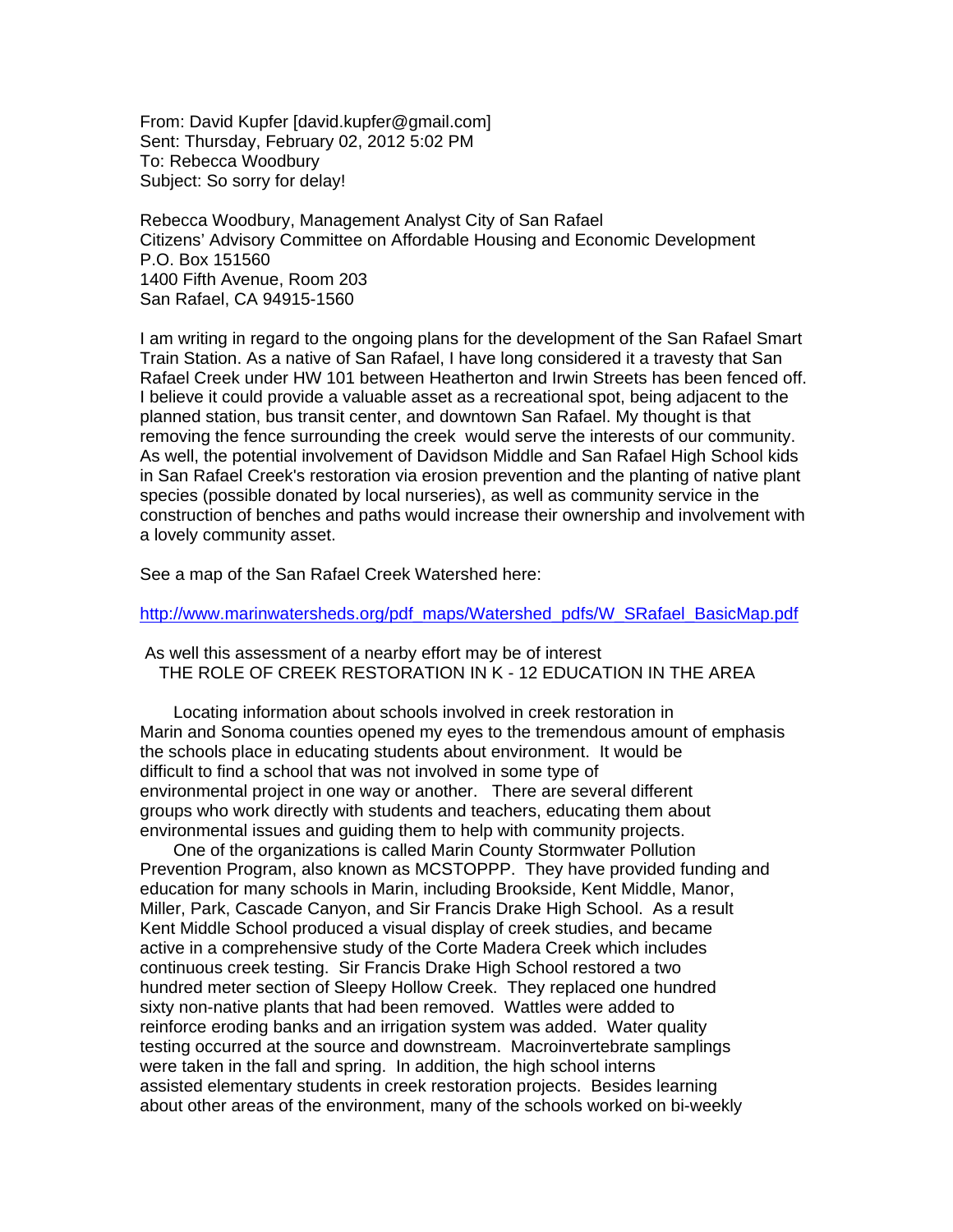From: David Kupfer [david.kupfer@gmail.com]
Sent: Thursday, February 02, 2012 5:02 PM
To: Rebecca Woodbury
Subject: So sorry for delay!

Rebecca Woodbury, Management Analyst City of San Rafael
Citizens' Advisory Committee on Affordable Housing and Economic Development
P.O. Box 151560
1400 Fifth Avenue, Room 203
San Rafael, CA 94915-1560

I am writing in regard to the ongoing plans for the development of the San Rafael Smart Train Station. As a native of San Rafael, I have long considered it a travesty that San Rafael Creek under HW 101 between Heatherton and Irwin Streets has been fenced off. I believe it could provide a valuable asset as a recreational spot, being adjacent to the planned station, bus transit center, and downtown San Rafael. My thought is that removing the fence surrounding the creek would serve the interests of our community. As well, the potential involvement of Davidson Middle and San Rafael High School kids in San Rafael Creek's restoration via erosion prevention and the planting of native plant species (possible donated by local nurseries), as well as community service in the construction of benches and paths would increase their ownership and involvement with a lovely community asset.

See a map of the San Rafael Creek Watershed here:

http://www.marinwatersheds.org/pdf_maps/Watershed_pdfs/W_SRafael_BasicMap.pdf

As well this assessment of a nearby effort may be of interest
THE ROLE OF CREEK RESTORATION IN K - 12 EDUCATION IN THE AREA

Locating information about schools involved in creek restoration in Marin and Sonoma counties opened my eyes to the tremendous amount of emphasis the schools place in educating students about environment. It would be difficult to find a school that was not involved in some type of environmental project in one way or another. There are several different groups who work directly with students and teachers, educating them about environmental issues and guiding them to help with community projects.

One of the organizations is called Marin County Stormwater Pollution Prevention Program, also known as MCSTOPPP. They have provided funding and education for many schools in Marin, including Brookside, Kent Middle, Manor, Miller, Park, Cascade Canyon, and Sir Francis Drake High School. As a result Kent Middle School produced a visual display of creek studies, and became active in a comprehensive study of the Corte Madera Creek which includes continuous creek testing. Sir Francis Drake High School restored a two hundred meter section of Sleepy Hollow Creek. They replaced one hundred sixty non-native plants that had been removed. Wattles were added to reinforce eroding banks and an irrigation system was added. Water quality testing occurred at the source and downstream. Macroinvertebrate samplings were taken in the fall and spring. In addition, the high school interns assisted elementary students in creek restoration projects. Besides learning about other areas of the environment, many of the schools worked on bi-weekly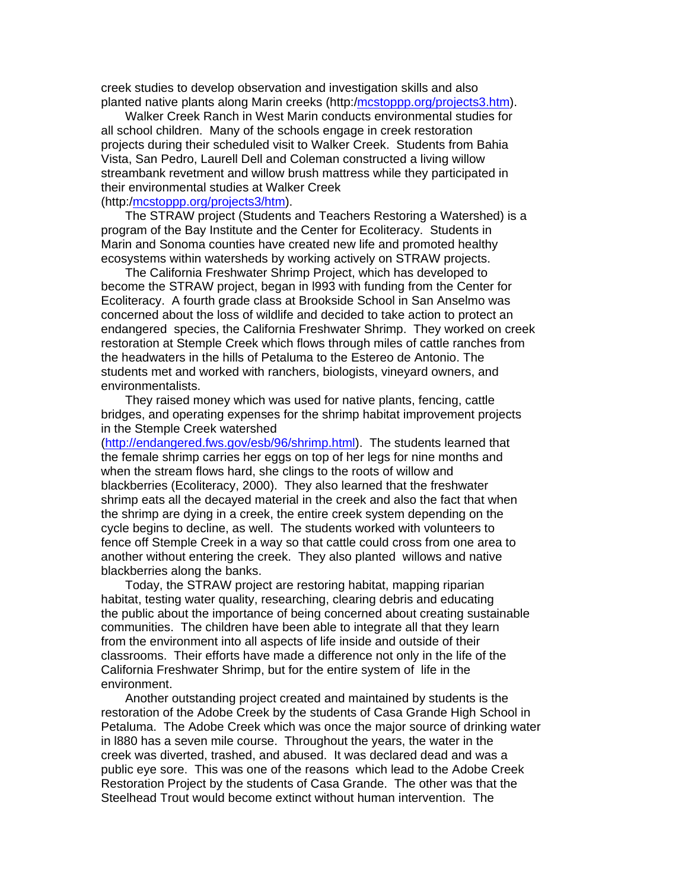creek studies to develop observation and investigation skills and also planted native plants along Marin creeks (http:/mcstoppp.org/projects3.htm).

Walker Creek Ranch in West Marin conducts environmental studies for all school children. Many of the schools engage in creek restoration projects during their scheduled visit to Walker Creek. Students from Bahia Vista, San Pedro, Laurell Dell and Coleman constructed a living willow streambank revetment and willow brush mattress while they participated in their environmental studies at Walker Creek (http:/mcstoppp.org/projects3/htm).

The STRAW project (Students and Teachers Restoring a Watershed) is a program of the Bay Institute and the Center for Ecoliteracy. Students in Marin and Sonoma counties have created new life and promoted healthy ecosystems within watersheds by working actively on STRAW projects.

The California Freshwater Shrimp Project, which has developed to become the STRAW project, began in l993 with funding from the Center for Ecoliteracy. A fourth grade class at Brookside School in San Anselmo was concerned about the loss of wildlife and decided to take action to protect an endangered species, the California Freshwater Shrimp. They worked on creek restoration at Stemple Creek which flows through miles of cattle ranches from the headwaters in the hills of Petaluma to the Estereo de Antonio. The students met and worked with ranchers, biologists, vineyard owners, and environmentalists.

They raised money which was used for native plants, fencing, cattle bridges, and operating expenses for the shrimp habitat improvement projects in the Stemple Creek watershed (http://endangered.fws.gov/esb/96/shrimp.html). The students learned that the female shrimp carries her eggs on top of her legs for nine months and when the stream flows hard, she clings to the roots of willow and blackberries (Ecoliteracy, 2000). They also learned that the freshwater shrimp eats all the decayed material in the creek and also the fact that when the shrimp are dying in a creek, the entire creek system depending on the cycle begins to decline, as well. The students worked with volunteers to fence off Stemple Creek in a way so that cattle could cross from one area to another without entering the creek. They also planted willows and native blackberries along the banks.

Today, the STRAW project are restoring habitat, mapping riparian habitat, testing water quality, researching, clearing debris and educating the public about the importance of being concerned about creating sustainable communities. The children have been able to integrate all that they learn from the environment into all aspects of life inside and outside of their classrooms. Their efforts have made a difference not only in the life of the California Freshwater Shrimp, but for the entire system of life in the environment.

Another outstanding project created and maintained by students is the restoration of the Adobe Creek by the students of Casa Grande High School in Petaluma. The Adobe Creek which was once the major source of drinking water in l880 has a seven mile course. Throughout the years, the water in the creek was diverted, trashed, and abused. It was declared dead and was a public eye sore. This was one of the reasons which lead to the Adobe Creek Restoration Project by the students of Casa Grande. The other was that the Steelhead Trout would become extinct without human intervention. The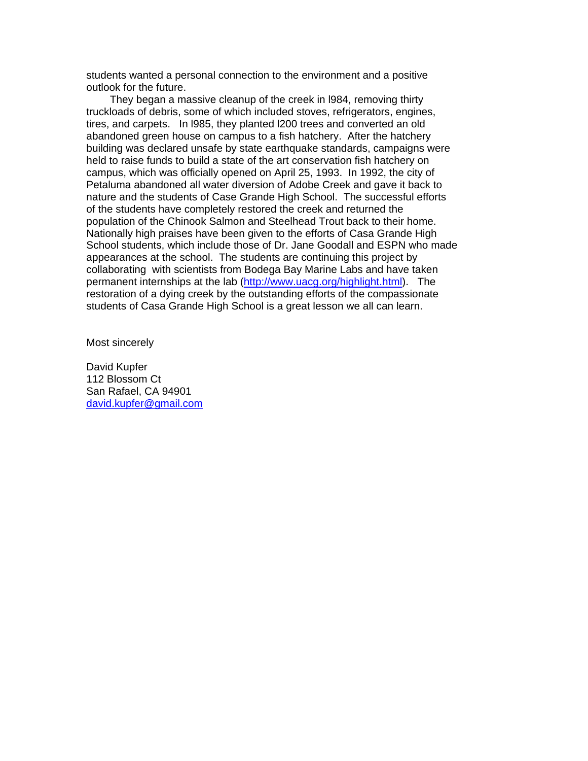students wanted a personal connection to the environment and a positive outlook for the future.

They began a massive cleanup of the creek in l984, removing thirty truckloads of debris, some of which included stoves, refrigerators, engines, tires, and carpets. In l985, they planted l200 trees and converted an old abandoned green house on campus to a fish hatchery. After the hatchery building was declared unsafe by state earthquake standards, campaigns were held to raise funds to build a state of the art conservation fish hatchery on campus, which was officially opened on April 25, 1993. In 1992, the city of Petaluma abandoned all water diversion of Adobe Creek and gave it back to nature and the students of Case Grande High School. The successful efforts of the students have completely restored the creek and returned the population of the Chinook Salmon and Steelhead Trout back to their home. Nationally high praises have been given to the efforts of Casa Grande High School students, which include those of Dr. Jane Goodall and ESPN who made appearances at the school. The students are continuing this project by collaborating with scientists from Bodega Bay Marine Labs and have taken permanent internships at the lab (http://www.uacg.org/highlight.html). The restoration of a dying creek by the outstanding efforts of the compassionate students of Casa Grande High School is a great lesson we all can learn.

Most sincerely

David Kupfer
112 Blossom Ct
San Rafael, CA 94901
david.kupfer@gmail.com